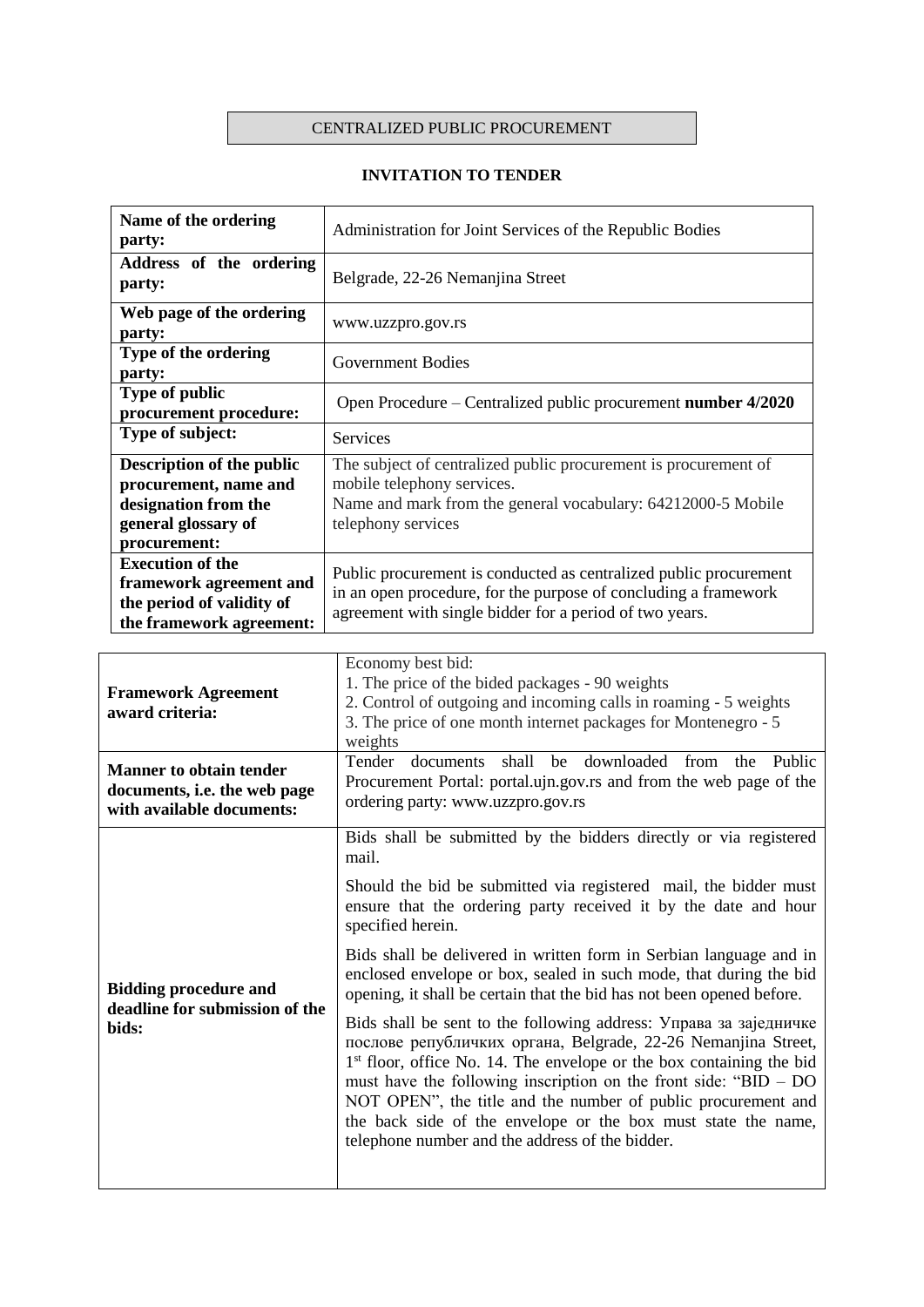CENTRALIZED PUBLIC PROCUREMENT

## INVITATION TO TENDER

| Name of the ordering party: | Administration for Joint Services of the Republic Bodies |
|---|---|
| Address of the ordering party: | Belgrade, 22-26 Nemanjina Street |
| Web page of the ordering party: | www.uzzpro.gov.rs |
| Type of the ordering party: | Government Bodies |
| Type of public procurement procedure: | Open Procedure – Centralized public procurement **number 4/2020** |
| Type of subject: | Services |
| Description of the public procurement, name and designation from the general glossary of procurement: | The subject of centralized public procurement is procurement of mobile telephony services.<br>Name and mark from the general vocabulary: 64212000-5 Mobile telephony services |
| Execution of the framework agreement and the period of validity of the framework agreement: | Public procurement is conducted as centralized public procurement in an open procedure, for the purpose of concluding a framework agreement with single bidder for a period of two years. |

| Framework Agreement award criteria: | Economy best bid:<br>1. The price of the bided packages - 90 weights<br>2. Control of outgoing and incoming calls in roaming - 5 weights<br>3. The price of one month internet packages for Montenegro - 5 weights |
|---|---|
| Manner to obtain tender documents, i.e. the web page with available documents: | Tender documents shall be downloaded from the Public Procurement Portal: portal.ujn.gov.rs and from the web page of the ordering party: www.uzzpro.gov.rs |
| Bidding procedure and deadline for submission of the bids: | Bids shall be submitted by the bidders directly or via registered mail.<br><br>Should the bid be submitted via registered mail, the bidder must ensure that the ordering party received it by the date and hour specified herein.<br><br>Bids shall be delivered in written form in Serbian language and in enclosed envelope or box, sealed in such mode, that during the bid opening, it shall be certain that the bid has not been opened before.<br><br>Bids shall be sent to the following address: Управа за заједничке послове републичких органа, Belgrade, 22-26 Nemanjina Street, 1st floor, office No. 14. The envelope or the box containing the bid must have the following inscription on the front side: "BID – DO NOT OPEN", the title and the number of public procurement and the back side of the envelope or the box must state the name, telephone number and the address of the bidder. |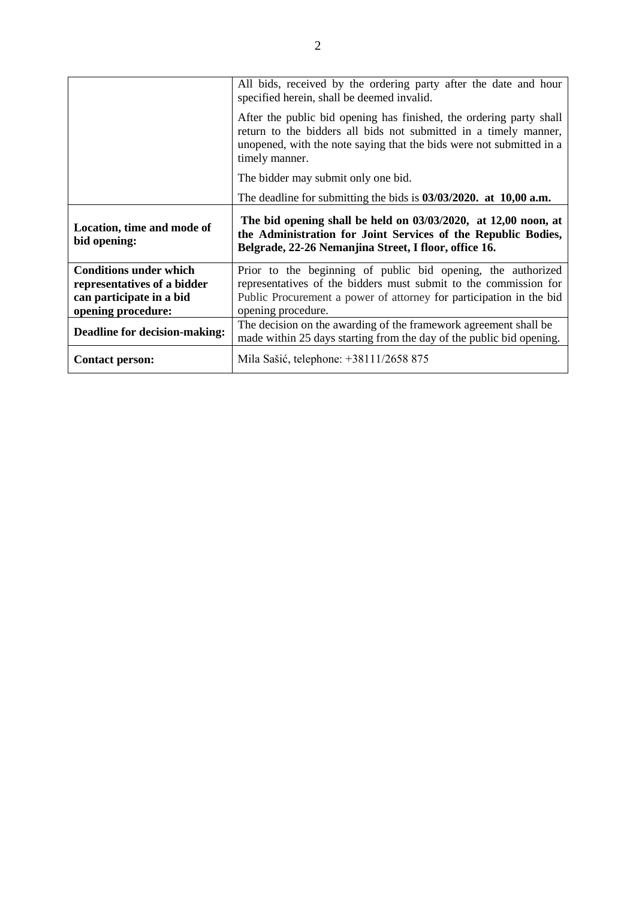| | |
|---|---|
| | All bids, received by the ordering party after the date and hour specified herein, shall be deemed invalid.<br><br>After the public bid opening has finished, the ordering party shall return to the bidders all bids not submitted in a timely manner, unopened, with the note saying that the bids were not submitted in a timely manner.<br><br>The bidder may submit only one bid.<br><br>The deadline for submitting the bids is **03/03/2020. at 10,00 a.m.** |
| **Location, time and mode of bid opening:** | **The bid opening shall be held on 03/03/2020, at 12,00 noon, at the Administration for Joint Services of the Republic Bodies, Belgrade, 22-26 Nemanjina Street, I floor, office 16.** |
| **Conditions under which representatives of a bidder can participate in a bid opening procedure:** | Prior to the beginning of public bid opening, the authorized representatives of the bidders must submit to the commission for Public Procurement a power of attorney for participation in the bid opening procedure. |
| **Deadline for decision-making:** | The decision on the awarding of the framework agreement shall be made within 25 days starting from the day of the public bid opening. |
| **Contact person:** | Mila Sašić, telephone: +38111/2658 875 |